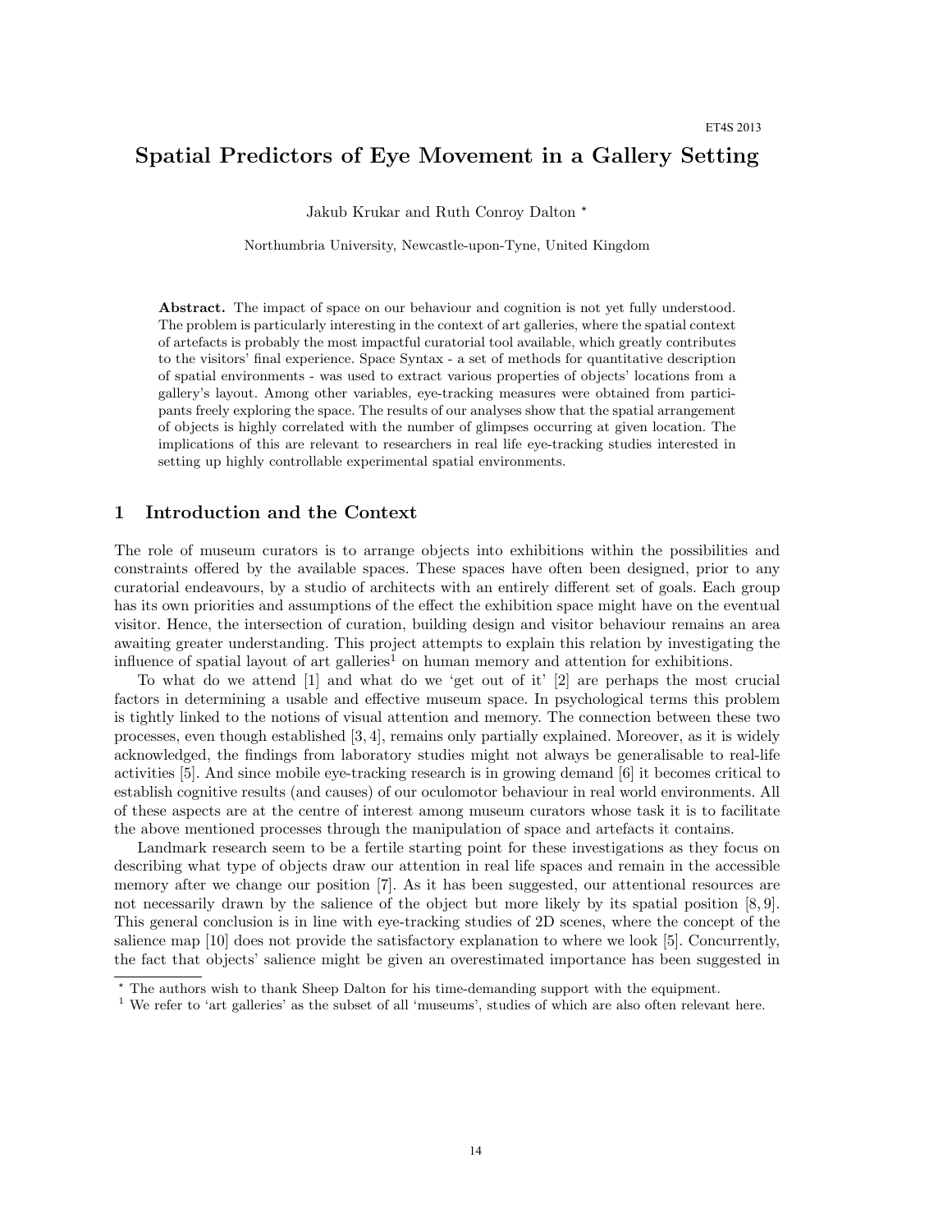# Spatial Predictors of Eye Movement in a Gallery Setting

Jakub Krukar and Ruth Conroy Dalton *

Northumbria University, Newcastle-upon-Tyne, United Kingdom

**Abstract.** The impact of space on our behaviour and cognition is not yet fully understood. The problem is particularly interesting in the context of art galleries, where the spatial context of artefacts is probably the most impactful curatorial tool available, which greatly contributes to the visitors' final experience. Space Syntax - a set of methods for quantitative description of spatial environments - was used to extract various properties of objects' locations from a gallery's layout. Among other variables, eye-tracking measures were obtained from participants freely exploring the space. The results of our analyses show that the spatial arrangement of objects is highly correlated with the number of glimpses occurring at given location. The implications of this are relevant to researchers in real life eye-tracking studies interested in setting up highly controllable experimental spatial environments.

## 1 Introduction and the Context

The role of museum curators is to arrange objects into exhibitions within the possibilities and constraints offered by the available spaces. These spaces have often been designed, prior to any curatorial endeavours, by a studio of architects with an entirely different set of goals. Each group has its own priorities and assumptions of the effect the exhibition space might have on the eventual visitor. Hence, the intersection of curation, building design and visitor behaviour remains an area awaiting greater understanding. This project attempts to explain this relation by investigating the influence of spatial layout of art galleries[1] on human memory and attention for exhibitions.

To what do we attend [1] and what do we 'get out of it' [2] are perhaps the most crucial factors in determining a usable and effective museum space. In psychological terms this problem is tightly linked to the notions of visual attention and memory. The connection between these two processes, even though established [3, 4], remains only partially explained. Moreover, as it is widely acknowledged, the findings from laboratory studies might not always be generalisable to real-life activities [5]. And since mobile eye-tracking research is in growing demand [6] it becomes critical to establish cognitive results (and causes) of our oculomotor behaviour in real world environments. All of these aspects are at the centre of interest among museum curators whose task it is to facilitate the above mentioned processes through the manipulation of space and artefacts it contains.

Landmark research seem to be a fertile starting point for these investigations as they focus on describing what type of objects draw our attention in real life spaces and remain in the accessible memory after we change our position [7]. As it has been suggested, our attentional resources are not necessarily drawn by the salience of the object but more likely by its spatial position [8, 9]. This general conclusion is in line with eye-tracking studies of 2D scenes, where the concept of the salience map [10] does not provide the satisfactory explanation to where we look [5]. Concurrently, the fact that objects' salience might be given an overestimated importance has been suggested in

* The authors wish to thank Sheep Dalton for his time-demanding support with the equipment.

[1] We refer to 'art galleries' as the subset of all 'museums', studies of which are also often relevant here.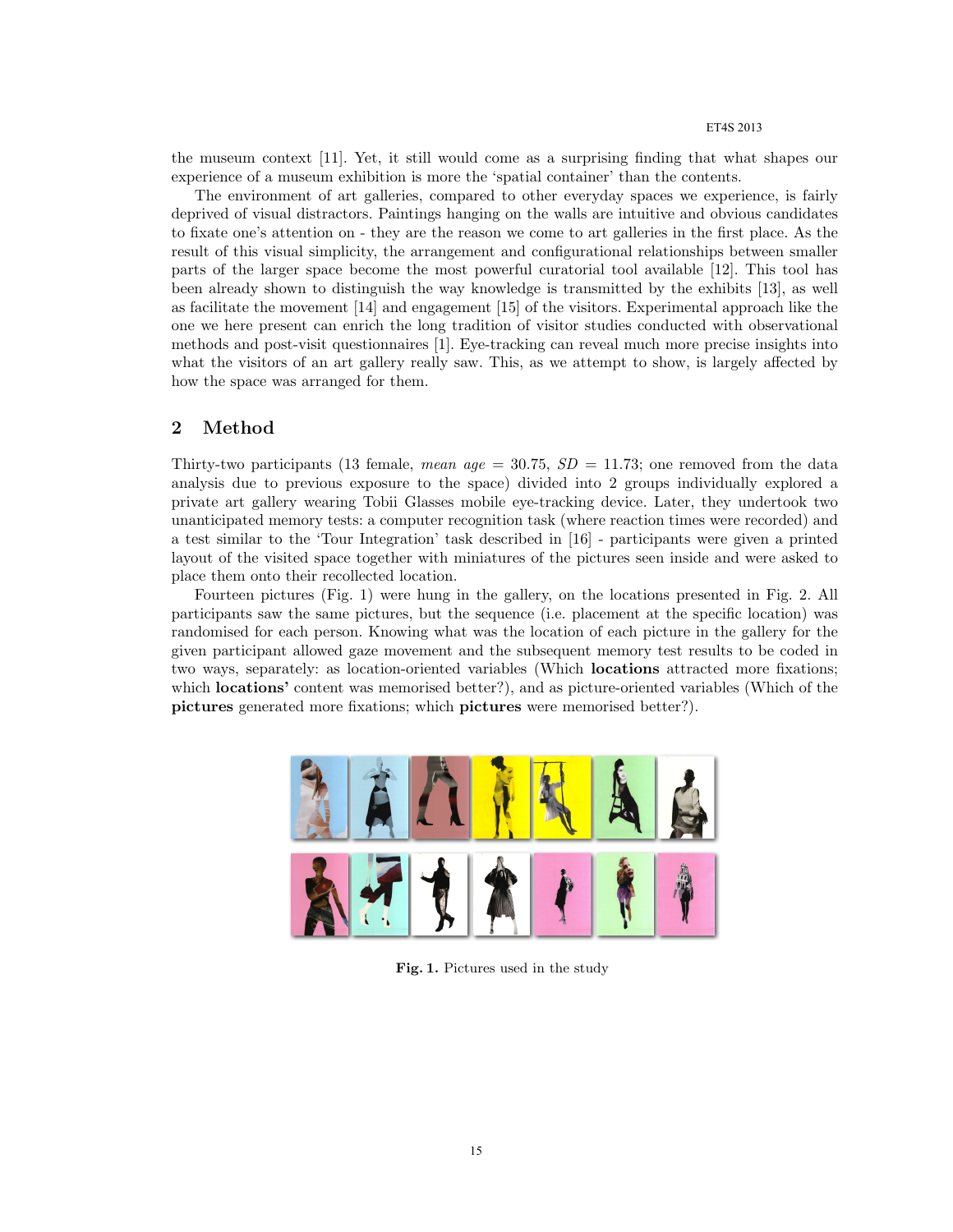the museum context [11]. Yet, it still would come as a surprising finding that what shapes our experience of a museum exhibition is more the 'spatial container' than the contents.

The environment of art galleries, compared to other everyday spaces we experience, is fairly deprived of visual distractors. Paintings hanging on the walls are intuitive and obvious candidates to fixate one's attention on - they are the reason we come to art galleries in the first place. As the result of this visual simplicity, the arrangement and configurational relationships between smaller parts of the larger space become the most powerful curatorial tool available [12]. This tool has been already shown to distinguish the way knowledge is transmitted by the exhibits [13], as well as facilitate the movement [14] and engagement [15] of the visitors. Experimental approach like the one we here present can enrich the long tradition of visitor studies conducted with observational methods and post-visit questionnaires [1]. Eye-tracking can reveal much more precise insights into what the visitors of an art gallery really saw. This, as we attempt to show, is largely affected by how the space was arranged for them.

## 2 Method

Thirty-two participants (13 female, *mean age* = 30.75, *SD* = 11.73; one removed from the data analysis due to previous exposure to the space) divided into 2 groups individually explored a private art gallery wearing Tobii Glasses mobile eye-tracking device. Later, they undertook two unanticipated memory tests: a computer recognition task (where reaction times were recorded) and a test similar to the 'Tour Integration' task described in [16] - participants were given a printed layout of the visited space together with miniatures of the pictures seen inside and were asked to place them onto their recollected location.

Fourteen pictures (Fig. 1) were hung in the gallery, on the locations presented in Fig. 2. All participants saw the same pictures, but the sequence (i.e. placement at the specific location) was randomised for each person. Knowing what was the location of each picture in the gallery for the given participant allowed gaze movement and the subsequent memory test results to be coded in two ways, separately: as location-oriented variables (Which **locations** attracted more fixations; which **locations'** content was memorised better?), and as picture-oriented variables (Which of the **pictures** generated more fixations; which **pictures** were memorised better?).

**Fig. 1.** Pictures used in the study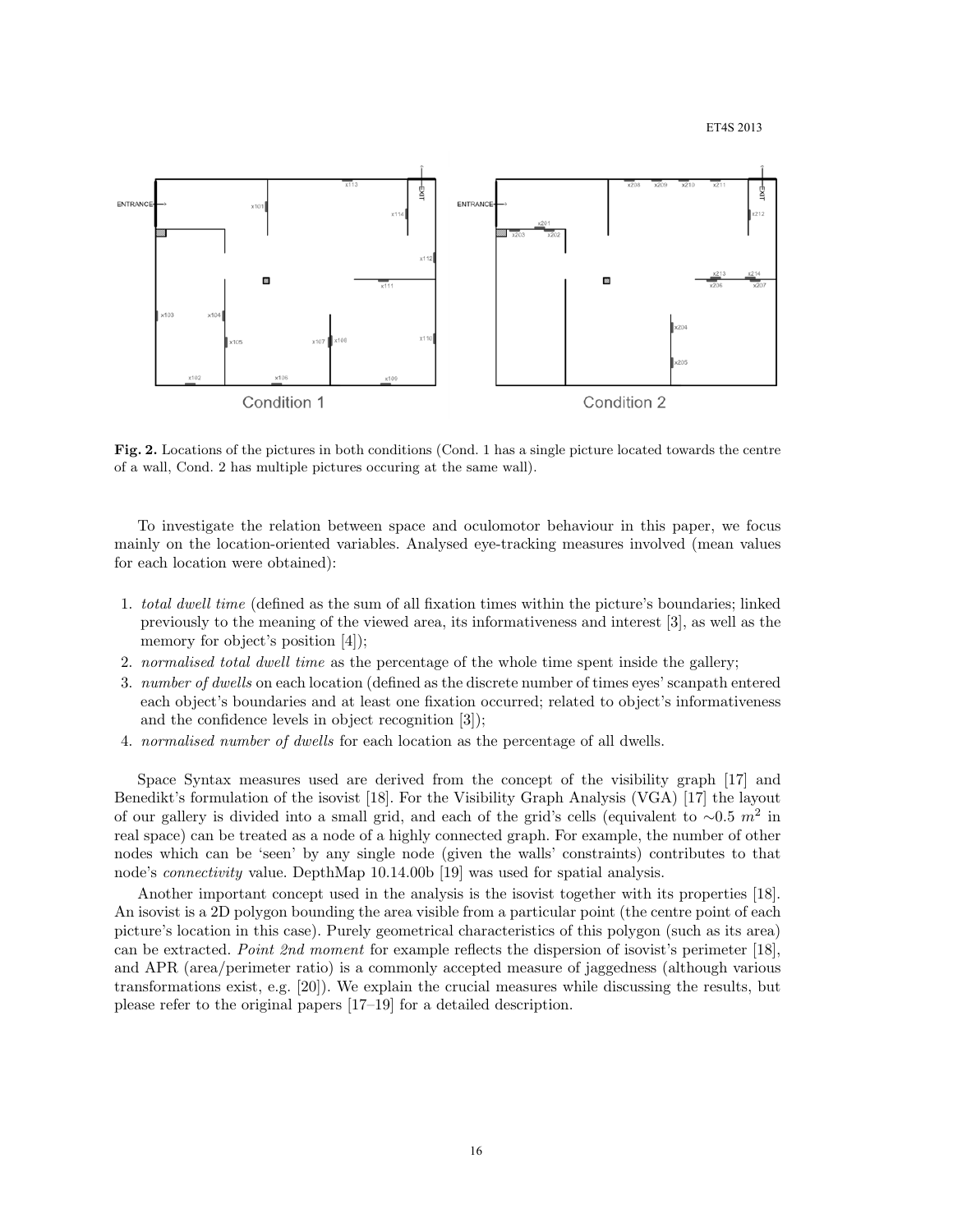**Fig. 2.** Locations of the pictures in both conditions (Cond. 1 has a single picture located towards the centre of a wall, Cond. 2 has multiple pictures occuring at the same wall).

To investigate the relation between space and oculomotor behaviour in this paper, we focus mainly on the location-oriented variables. Analysed eye-tracking measures involved (mean values for each location were obtained):

1. *total dwell time* (defined as the sum of all fixation times within the picture's boundaries; linked previously to the meaning of the viewed area, its informativeness and interest [3], as well as the memory for object's position [4]);
2. *normalised total dwell time* as the percentage of the whole time spent inside the gallery;
3. *number of dwells* on each location (defined as the discrete number of times eyes' scanpath entered each object's boundaries and at least one fixation occurred; related to object's informativeness and the confidence levels in object recognition [3]);
4. *normalised number of dwells* for each location as the percentage of all dwells.

Space Syntax measures used are derived from the concept of the visibility graph [17] and Benedikt's formulation of the isovist [18]. For the Visibility Graph Analysis (VGA) [17] the layout of our gallery is divided into a small grid, and each of the grid's cells (equivalent to $\sim 0.5\ m^2$ in real space) can be treated as a node of a highly connected graph. For example, the number of other nodes which can be 'seen' by any single node (given the walls' constraints) contributes to that node's *connectivity* value. DepthMap 10.14.00b [19] was used for spatial analysis.

Another important concept used in the analysis is the isovist together with its properties [18]. An isovist is a 2D polygon bounding the area visible from a particular point (the centre point of each picture's location in this case). Purely geometrical characteristics of this polygon (such as its area) can be extracted. *Point 2nd moment* for example reflects the dispersion of isovist's perimeter [18], and APR (area/perimeter ratio) is a commonly accepted measure of jaggedness (although various transformations exist, e.g. [20]). We explain the crucial measures while discussing the results, but please refer to the original papers [17–19] for a detailed description.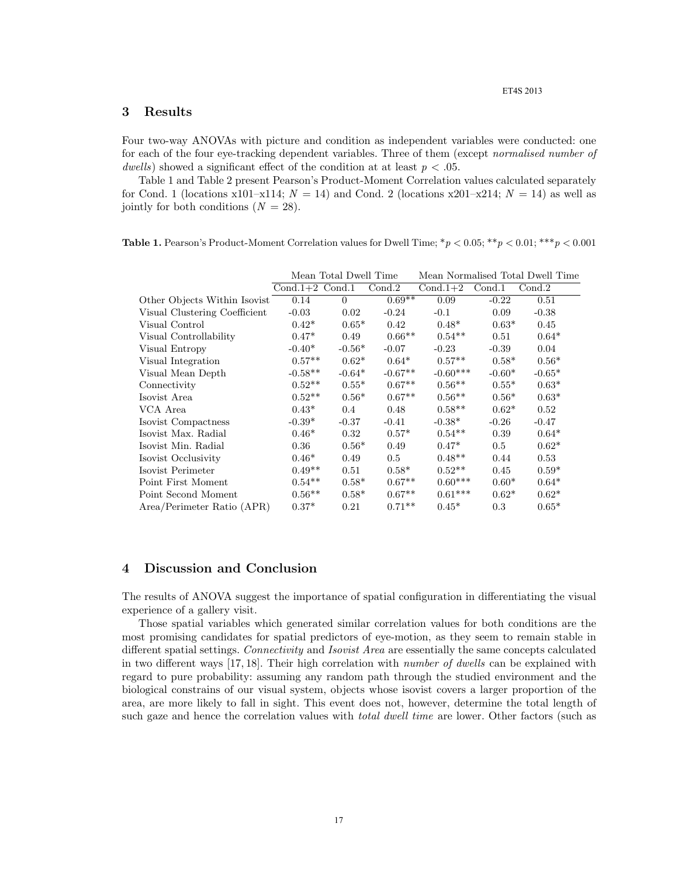## 3 Results

Four two-way ANOVAs with picture and condition as independent variables were conducted: one for each of the four eye-tracking dependent variables. Three of them (except *normalised number of dwells*) showed a significant effect of the condition at at least $p < .05$.

Table 1 and Table 2 present Pearson's Product-Moment Correlation values calculated separately for Cond. 1 (locations x101–x114; $N = 14$) and Cond. 2 (locations x201–x214; $N = 14$) as well as jointly for both conditions ($N = 28$).

**Table 1.** Pearson's Product-Moment Correlation values for Dwell Time; $^{*}p < 0.05$; $^{**}p < 0.01$; $^{***}p < 0.001$

| | Mean Total Dwell Time | | | Mean Normalised Total Dwell Time | | |
|---|---|---|---|---|---|---|
| | Cond.1+2 | Cond.1 | Cond.2 | Cond.1+2 | Cond.1 | Cond.2 |
| Other Objects Within Isovist | 0.14 | 0 | 0.69** | 0.09 | -0.22 | 0.51 |
| Visual Clustering Coefficient | -0.03 | 0.02 | -0.24 | -0.1 | 0.09 | -0.38 |
| Visual Control | 0.42* | 0.65* | 0.42 | 0.48* | 0.63* | 0.45 |
| Visual Controllability | 0.47* | 0.49 | 0.66** | 0.54** | 0.51 | 0.64* |
| Visual Entropy | -0.40* | -0.56* | -0.07 | -0.23 | -0.39 | 0.04 |
| Visual Integration | 0.57** | 0.62* | 0.64* | 0.57** | 0.58* | 0.56* |
| Visual Mean Depth | -0.58** | -0.64* | -0.67** | -0.60*** | -0.60* | -0.65* |
| Connectivity | 0.52** | 0.55* | 0.67** | 0.56** | 0.55* | 0.63* |
| Isovist Area | 0.52** | 0.56* | 0.67** | 0.56** | 0.56* | 0.63* |
| VCA Area | 0.43* | 0.4 | 0.48 | 0.58** | 0.62* | 0.52 |
| Isovist Compactness | -0.39* | -0.37 | -0.41 | -0.38* | -0.26 | -0.47 |
| Isovist Max. Radial | 0.46* | 0.32 | 0.57* | 0.54** | 0.39 | 0.64* |
| Isovist Min. Radial | 0.36 | 0.56* | 0.49 | 0.47* | 0.5 | 0.62* |
| Isovist Occlusivity | 0.46* | 0.49 | 0.5 | 0.48** | 0.44 | 0.53 |
| Isovist Perimeter | 0.49** | 0.51 | 0.58* | 0.52** | 0.45 | 0.59* |
| Point First Moment | 0.54** | 0.58* | 0.67** | 0.60*** | 0.60* | 0.64* |
| Point Second Moment | 0.56** | 0.58* | 0.67** | 0.61*** | 0.62* | 0.62* |
| Area/Perimeter Ratio (APR) | 0.37* | 0.21 | 0.71** | 0.45* | 0.3 | 0.65* |

## 4 Discussion and Conclusion

The results of ANOVA suggest the importance of spatial configuration in differentiating the visual experience of a gallery visit.

Those spatial variables which generated similar correlation values for both conditions are the most promising candidates for spatial predictors of eye-motion, as they seem to remain stable in different spatial settings. *Connectivity* and *Isovist Area* are essentially the same concepts calculated in two different ways [17, 18]. Their high correlation with *number of dwells* can be explained with regard to pure probability: assuming any random path through the studied environment and the biological constrains of our visual system, objects whose isovist covers a larger proportion of the area, are more likely to fall in sight. This event does not, however, determine the total length of such gaze and hence the correlation values with *total dwell time* are lower. Other factors (such as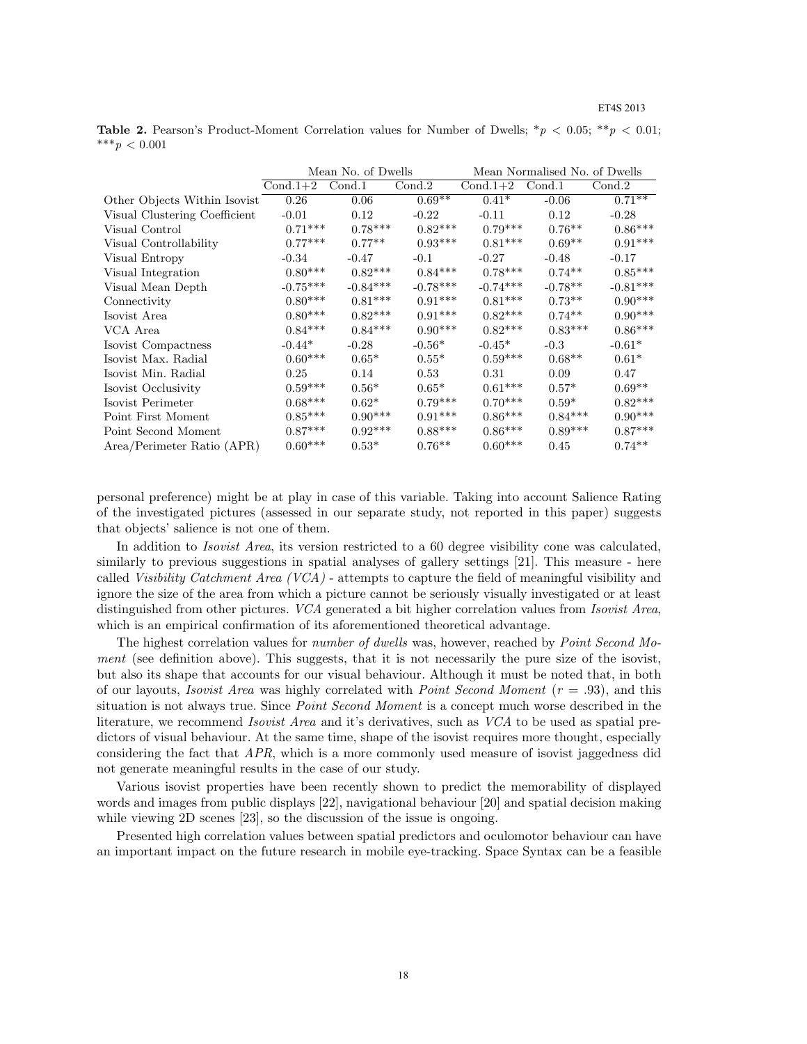**Table 2.** Pearson's Product-Moment Correlation values for Number of Dwells; $*p < 0.05$; $**p < 0.01$; $***p < 0.001$

| | Mean No. of Dwells | | | Mean Normalised No. of Dwells | | |
|---|---|---|---|---|---|---|
| | Cond.1+2 | Cond.1 | Cond.2 | Cond.1+2 | Cond.1 | Cond.2 |
| Other Objects Within Isovist | 0.26 | 0.06 | 0.69** | 0.41* | -0.06 | 0.71** |
| Visual Clustering Coefficient | -0.01 | 0.12 | -0.22 | -0.11 | 0.12 | -0.28 |
| Visual Control | 0.71*** | 0.78*** | 0.82*** | 0.79*** | 0.76** | 0.86*** |
| Visual Controllability | 0.77*** | 0.77** | 0.93*** | 0.81*** | 0.69** | 0.91*** |
| Visual Entropy | -0.34 | -0.47 | -0.1 | -0.27 | -0.48 | -0.17 |
| Visual Integration | 0.80*** | 0.82*** | 0.84*** | 0.78*** | 0.74** | 0.85*** |
| Visual Mean Depth | -0.75*** | -0.84*** | -0.78*** | -0.74*** | -0.78** | -0.81*** |
| Connectivity | 0.80*** | 0.81*** | 0.91*** | 0.81*** | 0.73** | 0.90*** |
| Isovist Area | 0.80*** | 0.82*** | 0.91*** | 0.82*** | 0.74** | 0.90*** |
| VCA Area | 0.84*** | 0.84*** | 0.90*** | 0.82*** | 0.83*** | 0.86*** |
| Isovist Compactness | -0.44* | -0.28 | -0.56* | -0.45* | -0.3 | -0.61* |
| Isovist Max. Radial | 0.60*** | 0.65* | 0.55* | 0.59*** | 0.68** | 0.61* |
| Isovist Min. Radial | 0.25 | 0.14 | 0.53 | 0.31 | 0.09 | 0.47 |
| Isovist Occlusivity | 0.59*** | 0.56* | 0.65* | 0.61*** | 0.57* | 0.69** |
| Isovist Perimeter | 0.68*** | 0.62* | 0.79*** | 0.70*** | 0.59* | 0.82*** |
| Point First Moment | 0.85*** | 0.90*** | 0.91*** | 0.86*** | 0.84*** | 0.90*** |
| Point Second Moment | 0.87*** | 0.92*** | 0.88*** | 0.86*** | 0.89*** | 0.87*** |
| Area/Perimeter Ratio (APR) | 0.60*** | 0.53* | 0.76** | 0.60*** | 0.45 | 0.74** |

personal preference) might be at play in case of this variable. Taking into account Salience Rating of the investigated pictures (assessed in our separate study, not reported in this paper) suggests that objects' salience is not one of them.

In addition to *Isovist Area*, its version restricted to a 60 degree visibility cone was calculated, similarly to previous suggestions in spatial analyses of gallery settings [21]. This measure - here called *Visibility Catchment Area (VCA)* - attempts to capture the field of meaningful visibility and ignore the size of the area from which a picture cannot be seriously visually investigated or at least distinguished from other pictures. *VCA* generated a bit higher correlation values from *Isovist Area*, which is an empirical confirmation of its aforementioned theoretical advantage.

The highest correlation values for *number of dwells* was, however, reached by *Point Second Moment* (see definition above). This suggests, that it is not necessarily the pure size of the isovist, but also its shape that accounts for our visual behaviour. Although it must be noted that, in both of our layouts, *Isovist Area* was highly correlated with *Point Second Moment* ($r = .93$), and this situation is not always true. Since *Point Second Moment* is a concept much worse described in the literature, we recommend *Isovist Area* and it's derivatives, such as *VCA* to be used as spatial predictors of visual behaviour. At the same time, shape of the isovist requires more thought, especially considering the fact that *APR*, which is a more commonly used measure of isovist jaggedness did not generate meaningful results in the case of our study.

Various isovist properties have been recently shown to predict the memorability of displayed words and images from public displays [22], navigational behaviour [20] and spatial decision making while viewing 2D scenes [23], so the discussion of the issue is ongoing.

Presented high correlation values between spatial predictors and oculomotor behaviour can have an important impact on the future research in mobile eye-tracking. Space Syntax can be a feasible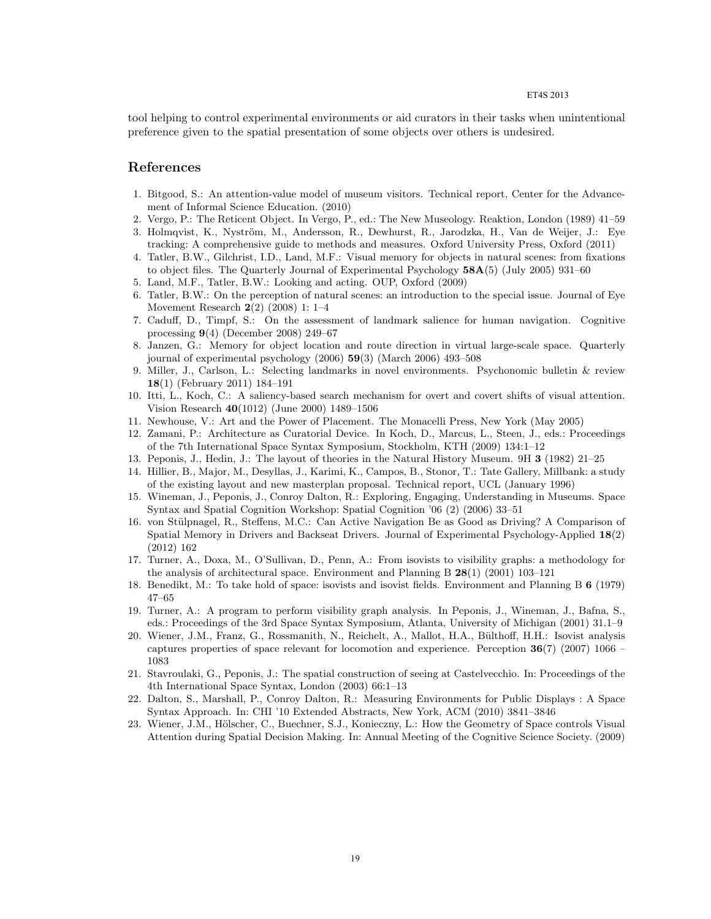tool helping to control experimental environments or aid curators in their tasks when unintentional preference given to the spatial presentation of some objects over others is undesired.

## References

1. Bitgood, S.: An attention-value model of museum visitors. Technical report, Center for the Advancement of Informal Science Education. (2010)
2. Vergo, P.: The Reticent Object. In Vergo, P., ed.: The New Museology. Reaktion, London (1989) 41–59
3. Holmqvist, K., Nyström, M., Andersson, R., Dewhurst, R., Jarodzka, H., Van de Weijer, J.: Eye tracking: A comprehensive guide to methods and measures. Oxford University Press, Oxford (2011)
4. Tatler, B.W., Gilchrist, I.D., Land, M.F.: Visual memory for objects in natural scenes: from fixations to object files. The Quarterly Journal of Experimental Psychology **58A**(5) (July 2005) 931–60
5. Land, M.F., Tatler, B.W.: Looking and acting. OUP, Oxford (2009)
6. Tatler, B.W.: On the perception of natural scenes: an introduction to the special issue. Journal of Eye Movement Research **2**(2) (2008) 1: 1–4
7. Caduff, D., Timpf, S.: On the assessment of landmark salience for human navigation. Cognitive processing **9**(4) (December 2008) 249–67
8. Janzen, G.: Memory for object location and route direction in virtual large-scale space. Quarterly journal of experimental psychology (2006) **59**(3) (March 2006) 493–508
9. Miller, J., Carlson, L.: Selecting landmarks in novel environments. Psychonomic bulletin & review **18**(1) (February 2011) 184–191
10. Itti, L., Koch, C.: A saliency-based search mechanism for overt and covert shifts of visual attention. Vision Research **40**(1012) (June 2000) 1489–1506
11. Newhouse, V.: Art and the Power of Placement. The Monacelli Press, New York (May 2005)
12. Zamani, P.: Architecture as Curatorial Device. In Koch, D., Marcus, L., Steen, J., eds.: Proceedings of the 7th International Space Syntax Symposium, Stockholm, KTH (2009) 134:1–12
13. Peponis, J., Hedin, J.: The layout of theories in the Natural History Museum. 9H **3** (1982) 21–25
14. Hillier, B., Major, M., Desyllas, J., Karimi, K., Campos, B., Stonor, T.: Tate Gallery, Millbank: a study of the existing layout and new masterplan proposal. Technical report, UCL (January 1996)
15. Wineman, J., Peponis, J., Conroy Dalton, R.: Exploring, Engaging, Understanding in Museums. Space Syntax and Spatial Cognition Workshop: Spatial Cognition '06 (2) (2006) 33–51
16. von Stülpnagel, R., Steffens, M.C.: Can Active Navigation Be as Good as Driving? A Comparison of Spatial Memory in Drivers and Backseat Drivers. Journal of Experimental Psychology-Applied **18**(2) (2012) 162
17. Turner, A., Doxa, M., O'Sullivan, D., Penn, A.: From isovists to visibility graphs: a methodology for the analysis of architectural space. Environment and Planning B **28**(1) (2001) 103–121
18. Benedikt, M.: To take hold of space: isovists and isovist fields. Environment and Planning B **6** (1979) 47–65
19. Turner, A.: A program to perform visibility graph analysis. In Peponis, J., Wineman, J., Bafna, S., eds.: Proceedings of the 3rd Space Syntax Symposium, Atlanta, University of Michigan (2001) 31.1–9
20. Wiener, J.M., Franz, G., Rossmanith, N., Reichelt, A., Mallot, H.A., Bülthoff, H.H.: Isovist analysis captures properties of space relevant for locomotion and experience. Perception **36**(7) (2007) 1066 – 1083
21. Stavroulaki, G., Peponis, J.: The spatial construction of seeing at Castelvecchio. In: Proceedings of the 4th International Space Syntax, London (2003) 66:1–13
22. Dalton, S., Marshall, P., Conroy Dalton, R.: Measuring Environments for Public Displays : A Space Syntax Approach. In: CHI '10 Extended Abstracts, New York, ACM (2010) 3841–3846
23. Wiener, J.M., Hölscher, C., Buechner, S.J., Konieczny, L.: How the Geometry of Space controls Visual Attention during Spatial Decision Making. In: Annual Meeting of the Cognitive Science Society. (2009)